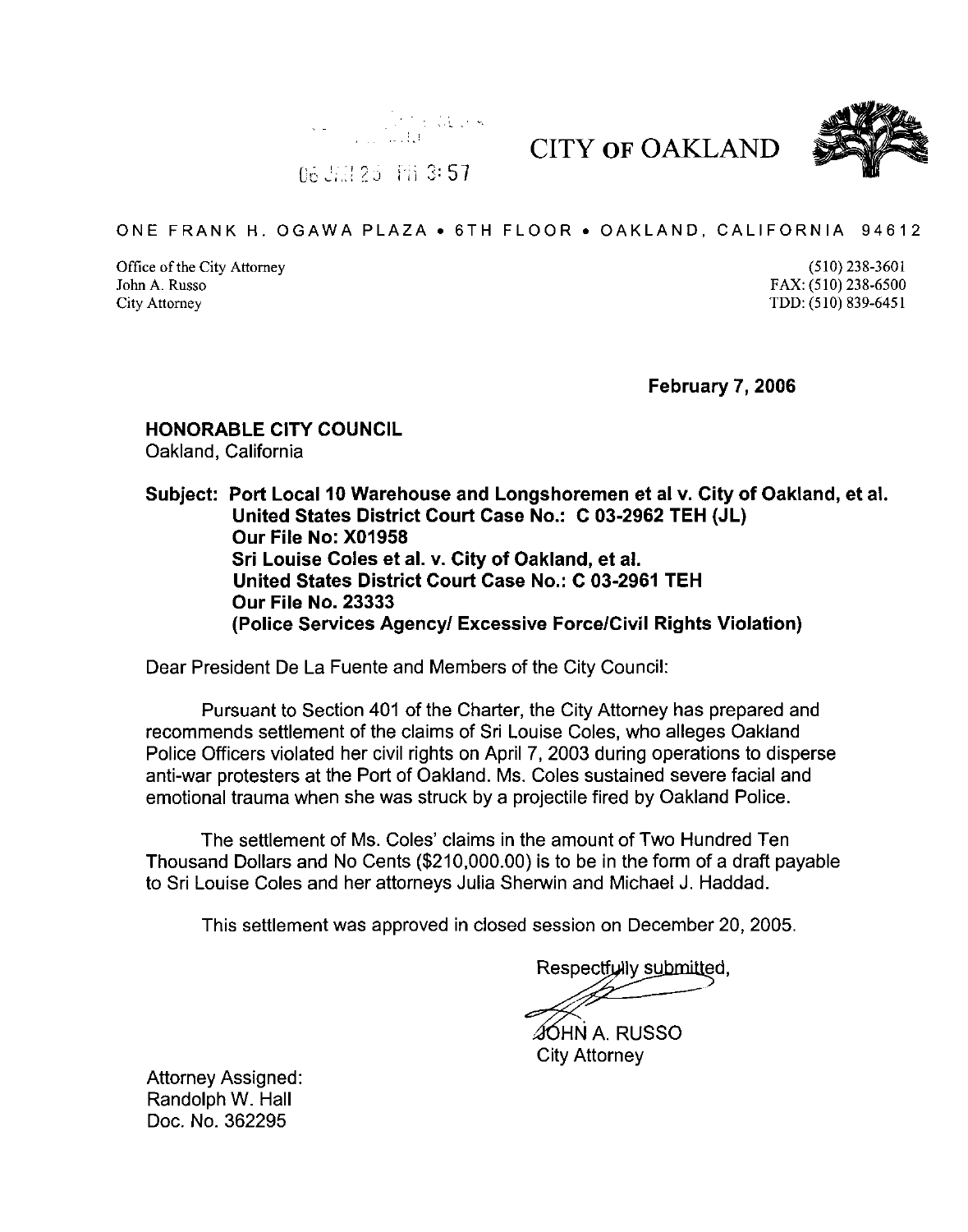06 JAN 26 PM 3:57

# CITY OF OAKLAND

ONE FRANK H. OGAWA PLAZA • 6TH FLOOR • OAKLAND, CALIFORNIA 94612

Office of the City Attorney
John A. Russo
City Attorney

(510) 238-3601
FAX: (510) 238-6500
TDD: (510) 839-6451

**February 7, 2006**

**HONORABLE CITY COUNCIL**
Oakland, California

**Subject: Port Local 10 Warehouse and Longshoremen et al v. City of Oakland, et al.**
**United States District Court Case No.: C 03-2962 TEH (JL)**
**Our File No: X01958**
**Sri Louise Coles et al. v. City of Oakland, et al.**
**United States District Court Case No.: C 03-2961 TEH**
**Our File No. 23333**
**(Police Services Agency/ Excessive Force/Civil Rights Violation)**

Dear President De La Fuente and Members of the City Council:

Pursuant to Section 401 of the Charter, the City Attorney has prepared and recommends settlement of the claims of Sri Louise Coles, who alleges Oakland Police Officers violated her civil rights on April 7, 2003 during operations to disperse anti-war protesters at the Port of Oakland. Ms. Coles sustained severe facial and emotional trauma when she was struck by a projectile fired by Oakland Police.

The settlement of Ms. Coles' claims in the amount of Two Hundred Ten Thousand Dollars and No Cents ($210,000.00) is to be in the form of a draft payable to Sri Louise Coles and her attorneys Julia Sherwin and Michael J. Haddad.

This settlement was approved in closed session on December 20, 2005.

Respectfully submitted,

JOHN A. RUSSO
City Attorney

Attorney Assigned:
Randolph W. Hall
Doc. No. 362295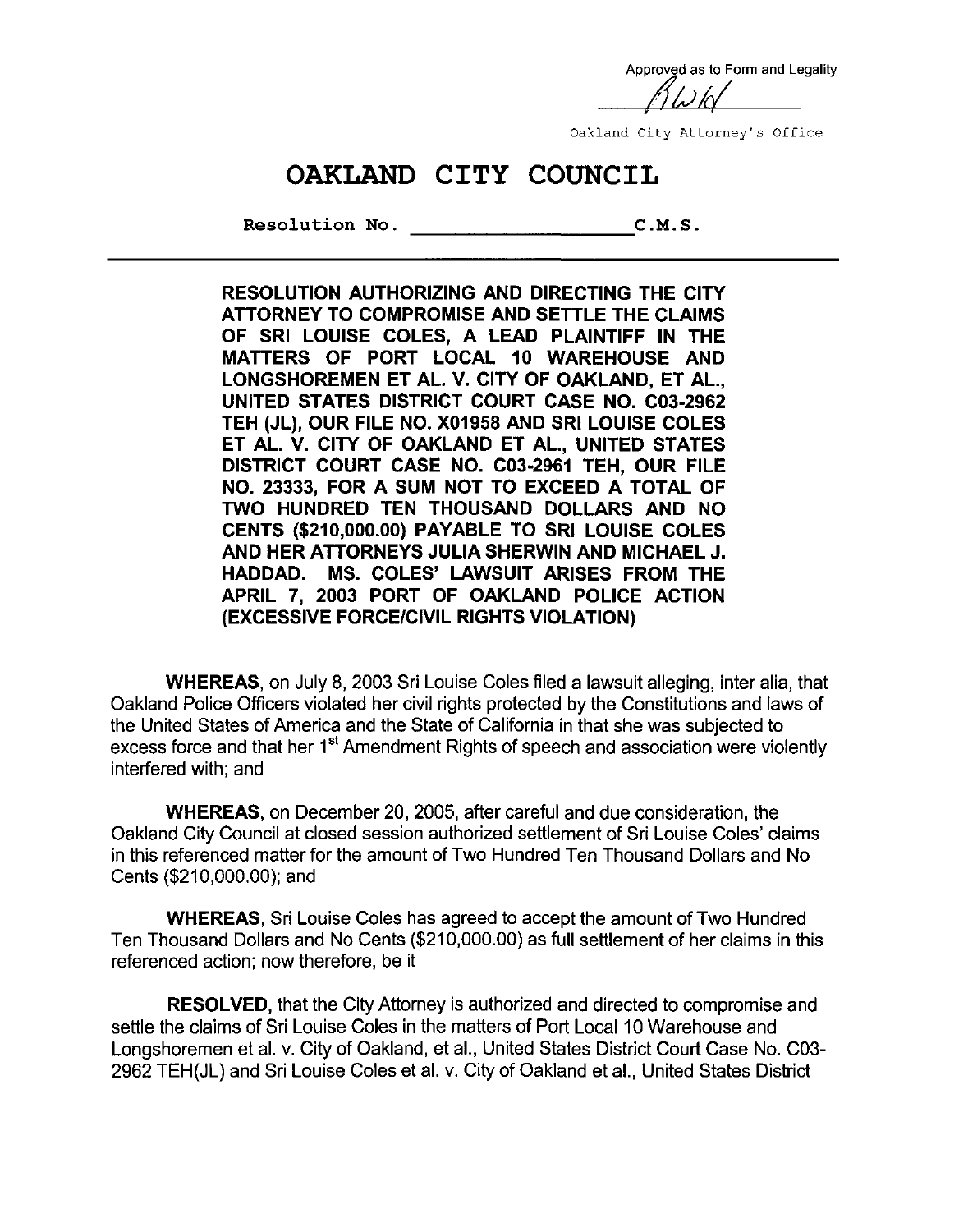Approved as to Form and Legality

RWld

Oakland City Attorney's Office

# OAKLAND CITY COUNCIL

**Resolution No. ____________________ C.M.S.**

**RESOLUTION AUTHORIZING AND DIRECTING THE CITY ATTORNEY TO COMPROMISE AND SETTLE THE CLAIMS OF SRI LOUISE COLES, A LEAD PLAINTIFF IN THE MATTERS OF PORT LOCAL 10 WAREHOUSE AND LONGSHOREMEN ET AL. V. CITY OF OAKLAND, ET AL., UNITED STATES DISTRICT COURT CASE NO. C03-2962 TEH (JL), OUR FILE NO. X01958 AND SRI LOUISE COLES ET AL. V. CITY OF OAKLAND ET AL., UNITED STATES DISTRICT COURT CASE NO. C03-2961 TEH, OUR FILE NO. 23333, FOR A SUM NOT TO EXCEED A TOTAL OF TWO HUNDRED TEN THOUSAND DOLLARS AND NO CENTS ($210,000.00) PAYABLE TO SRI LOUISE COLES AND HER ATTORNEYS JULIA SHERWIN AND MICHAEL J. HADDAD. MS. COLES' LAWSUIT ARISES FROM THE APRIL 7, 2003 PORT OF OAKLAND POLICE ACTION (EXCESSIVE FORCE/CIVIL RIGHTS VIOLATION)**

**WHEREAS**, on July 8, 2003 Sri Louise Coles filed a lawsuit alleging, inter alia, that Oakland Police Officers violated her civil rights protected by the Constitutions and laws of the United States of America and the State of California in that she was subjected to excess force and that her 1st Amendment Rights of speech and association were violently interfered with; and

**WHEREAS**, on December 20, 2005, after careful and due consideration, the Oakland City Council at closed session authorized settlement of Sri Louise Coles' claims in this referenced matter for the amount of Two Hundred Ten Thousand Dollars and No Cents ($210,000.00); and

**WHEREAS**, Sri Louise Coles has agreed to accept the amount of Two Hundred Ten Thousand Dollars and No Cents ($210,000.00) as full settlement of her claims in this referenced action; now therefore, be it

**RESOLVED**, that the City Attorney is authorized and directed to compromise and settle the claims of Sri Louise Coles in the matters of Port Local 10 Warehouse and Longshoremen et al. v. City of Oakland, et al., United States District Court Case No. C03-2962 TEH(JL) and Sri Louise Coles et al. v. City of Oakland et al., United States District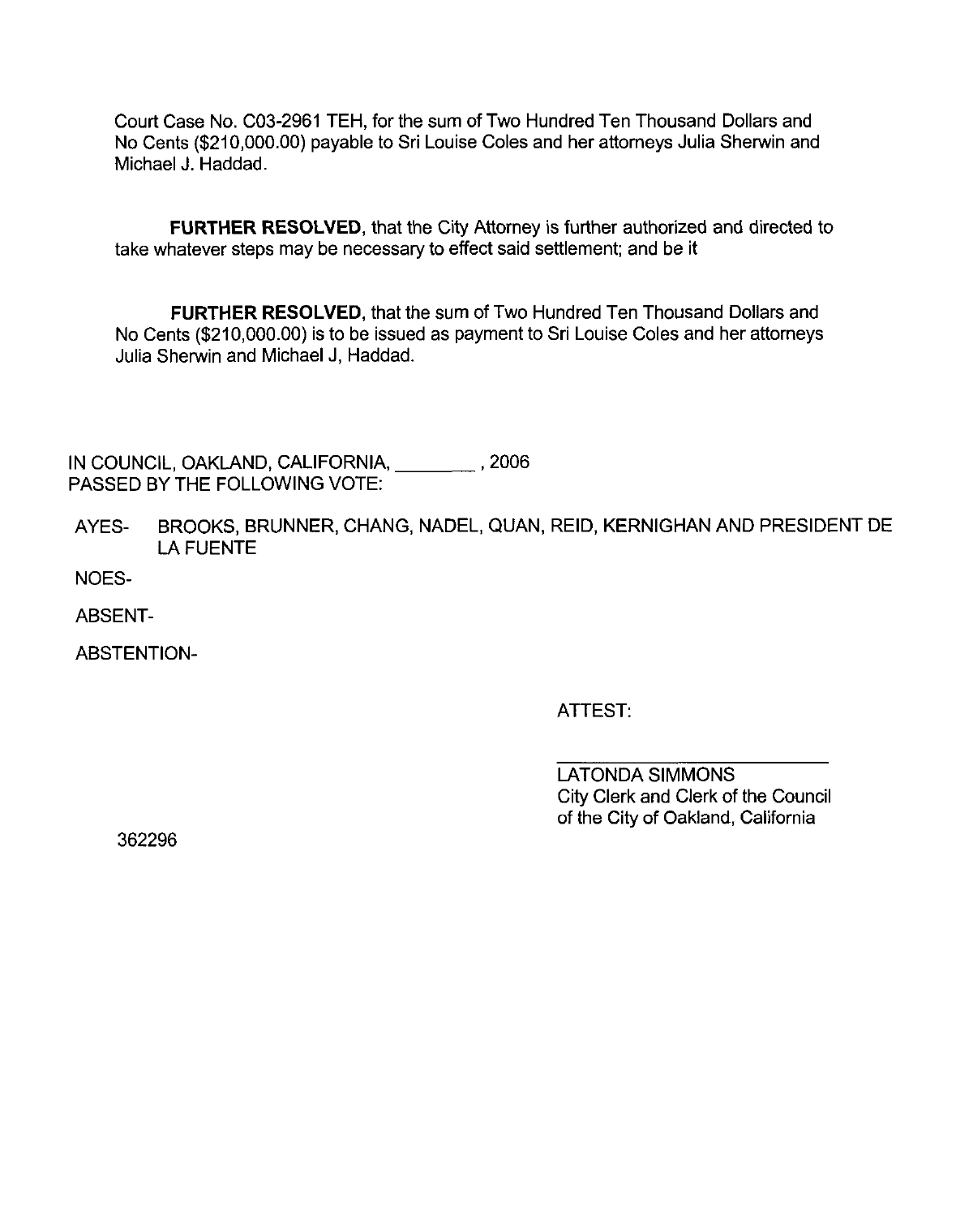Court Case No. C03-2961 TEH, for the sum of Two Hundred Ten Thousand Dollars and No Cents ($210,000.00) payable to Sri Louise Coles and her attorneys Julia Sherwin and Michael J. Haddad.

**FURTHER RESOLVED**, that the City Attorney is further authorized and directed to take whatever steps may be necessary to effect said settlement; and be it

**FURTHER RESOLVED**, that the sum of Two Hundred Ten Thousand Dollars and No Cents ($210,000.00) is to be issued as payment to Sri Louise Coles and her attorneys Julia Sherwin and Michael J, Haddad.

IN COUNCIL, OAKLAND, CALIFORNIA, ________ , 2006
PASSED BY THE FOLLOWING VOTE:

AYES- BROOKS, BRUNNER, CHANG, NADEL, QUAN, REID, KERNIGHAN AND PRESIDENT DE LA FUENTE

NOES-

ABSENT-

ABSTENTION-

ATTEST:

___________________________
LATONDA SIMMONS
City Clerk and Clerk of the Council
of the City of Oakland, California

362296